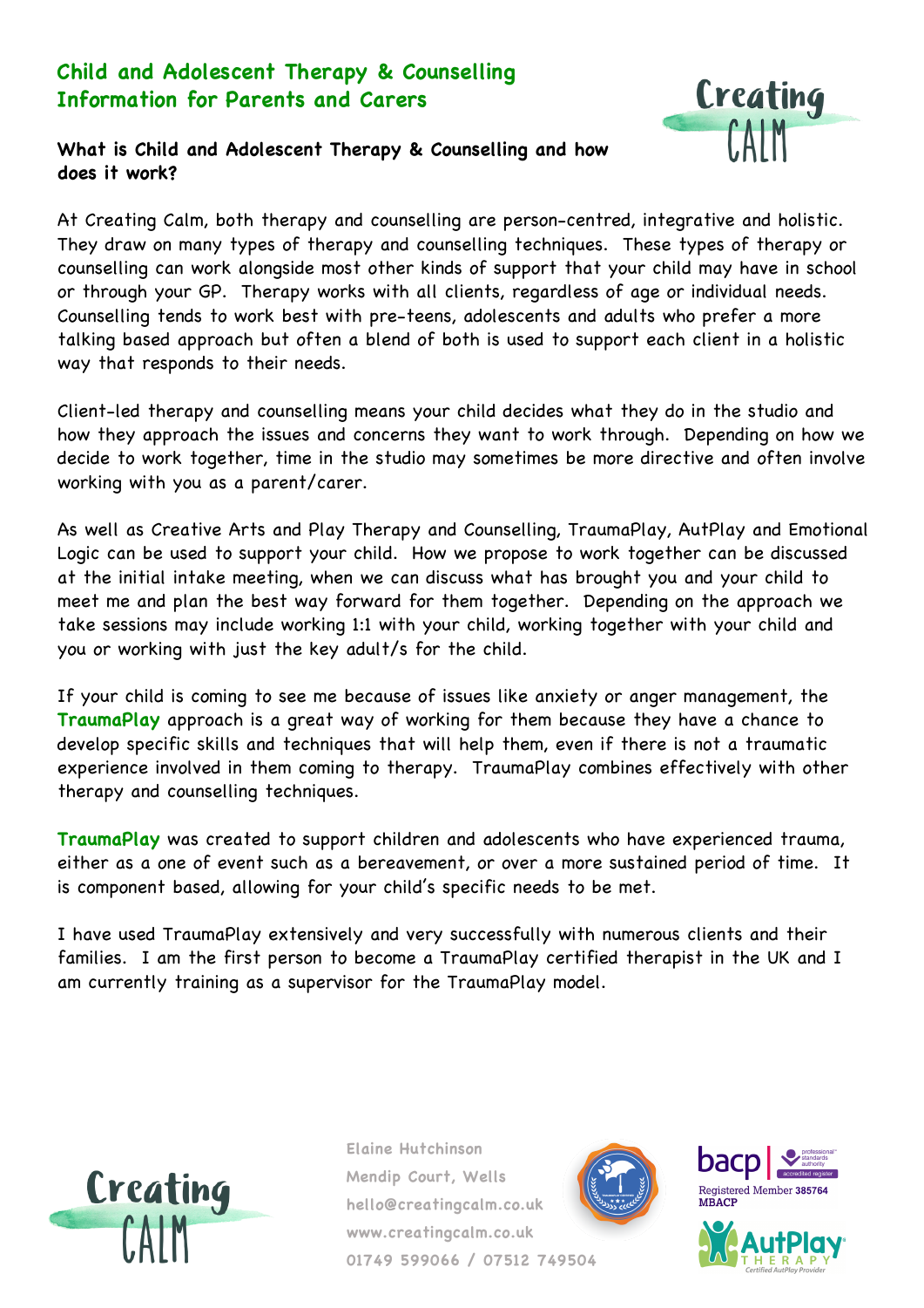# Child and Adolescent Therapy & Counselling Information for Parents and Carers

## What is Child and Adolescent Therapy & Counselling and how does it work?

At Creating Calm, both therapy and counselling are person-centred, integrative and holistic. They draw on many types of therapy and counselling techniques. These types of therapy or counselling can work alongside most other kinds of support that your child may have in school or through your GP. Therapy works with all clients, regardless of age or individual needs. Counselling tends to work best with pre-teens, adolescents and adults who prefer a more talking based approach but often a blend of both is used to support each client in a holistic way that responds to their needs.

Client-led therapy and counselling means your child decides what they do in the studio and how they approach the issues and concerns they want to work through. Depending on how we decide to work together, time in the studio may sometimes be more directive and often involve working with you as a parent/carer.

As well as Creative Arts and Play Therapy and Counselling, TraumaPlay, AutPlay and Emotional Logic can be used to support your child. How we propose to work together can be discussed at the initial intake meeting, when we can discuss what has brought you and your child to meet me and plan the best way forward for them together. Depending on the approach we take sessions may include working 1:1 with your child, working together with your child and you or working with just the key adult/s for the child.

If your child is coming to see me because of issues like anxiety or anger management, the **TraumaPlay** approach is a great way of working for them because they have a chance to develop specific skills and techniques that will help them, even if there is not a traumatic experience involved in them coming to therapy. TraumaPlay combines effectively with other therapy and counselling techniques.

**TraumaPlay** was created to support children and adolescents who have experienced trauma, either as a one of event such as a bereavement, or over a more sustained period of time. It is component based, allowing for your child's specific needs to be met.

I have used TraumaPlay extensively and very successfully with numerous clients and their families. I am the first person to become a TraumaPlay certified therapist in the UK and I am currently training as a supervisor for the TraumaPlay model.

Elaine Hutchinson
Mendip Court, Wells
hello@creatingcalm.co.uk
www.creatingcalm.co.uk
01749 599066 / 07512 749504

bacp | professional standards authority accredited register
Registered Member 385764
MBACP

AutPlay THERAPY Certified AutPlay Provider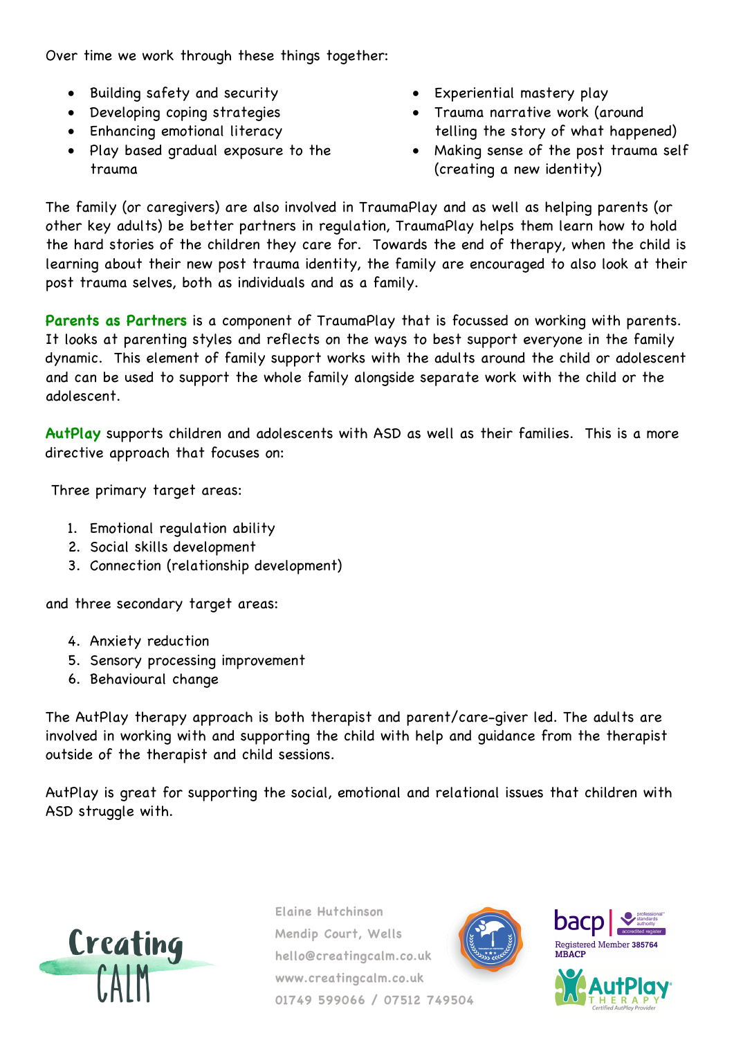Over time we work through these things together:

- Building safety and security
- Developing coping strategies
- Enhancing emotional literacy
- Play based gradual exposure to the trauma
- Experiential mastery play
- Trauma narrative work (around telling the story of what happened)
- Making sense of the post trauma self (creating a new identity)

The family (or caregivers) are also involved in TraumaPlay and as well as helping parents (or other key adults) be better partners in regulation, TraumaPlay helps them learn how to hold the hard stories of the children they care for. Towards the end of therapy, when the child is learning about their new post trauma identity, the family are encouraged to also look at their post trauma selves, both as individuals and as a family.

**Parents as Partners** is a component of TraumaPlay that is focussed on working with parents. It looks at parenting styles and reflects on the ways to best support everyone in the family dynamic. This element of family support works with the adults around the child or adolescent and can be used to support the whole family alongside separate work with the child or the adolescent.

**AutPlay** supports children and adolescents with ASD as well as their families. This is a more directive approach that focuses on:

Three primary target areas:

1. Emotional regulation ability
2. Social skills development
3. Connection (relationship development)

and three secondary target areas:

4. Anxiety reduction
5. Sensory processing improvement
6. Behavioural change

The AutPlay therapy approach is both therapist and parent/care-giver led. The adults are involved in working with and supporting the child with help and guidance from the therapist outside of the therapist and child sessions.

AutPlay is great for supporting the social, emotional and relational issues that children with ASD struggle with.

Creating CALM

Elaine Hutchinson
Mendip Court, Wells
hello@creatingcalm.co.uk
www.creatingcalm.co.uk
01749 599066 / 07512 749504

bacp Registered Member 385764 MBACP

AutPlay THERAPY Certified AutPlay Provider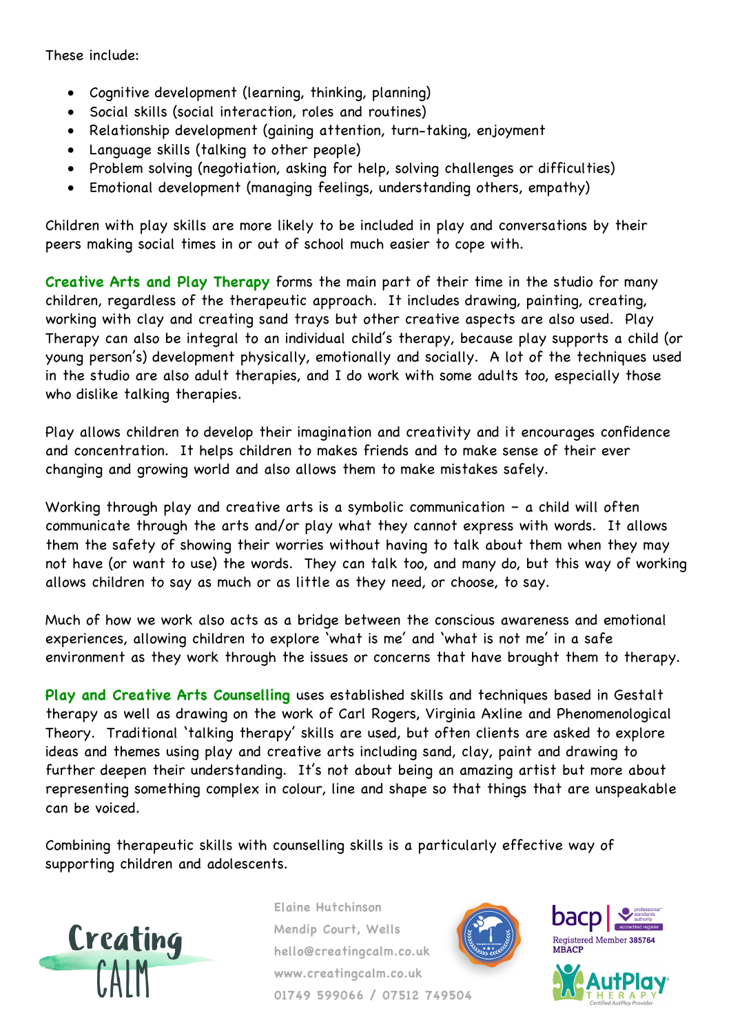These include:

- Cognitive development (learning, thinking, planning)
- Social skills (social interaction, roles and routines)
- Relationship development (gaining attention, turn-taking, enjoyment
- Language skills (talking to other people)
- Problem solving (negotiation, asking for help, solving challenges or difficulties)
- Emotional development (managing feelings, understanding others, empathy)

Children with play skills are more likely to be included in play and conversations by their peers making social times in or out of school much easier to cope with.

**Creative Arts and Play Therapy** forms the main part of their time in the studio for many children, regardless of the therapeutic approach. It includes drawing, painting, creating, working with clay and creating sand trays but other creative aspects are also used. Play Therapy can also be integral to an individual child's therapy, because play supports a child (or young person's) development physically, emotionally and socially. A lot of the techniques used in the studio are also adult therapies, and I do work with some adults too, especially those who dislike talking therapies.

Play allows children to develop their imagination and creativity and it encourages confidence and concentration. It helps children to makes friends and to make sense of their ever changing and growing world and also allows them to make mistakes safely.

Working through play and creative arts is a symbolic communication – a child will often communicate through the arts and/or play what they cannot express with words. It allows them the safety of showing their worries without having to talk about them when they may not have (or want to use) the words. They can talk too, and many do, but this way of working allows children to say as much or as little as they need, or choose, to say.

Much of how we work also acts as a bridge between the conscious awareness and emotional experiences, allowing children to explore 'what is me' and 'what is not me' in a safe environment as they work through the issues or concerns that have brought them to therapy.

**Play and Creative Arts Counselling** uses established skills and techniques based in Gestalt therapy as well as drawing on the work of Carl Rogers, Virginia Axline and Phenomenological Theory. Traditional 'talking therapy' skills are used, but often clients are asked to explore ideas and themes using play and creative arts including sand, clay, paint and drawing to further deepen their understanding. It's not about being an amazing artist but more about representing something complex in colour, line and shape so that things that are unspeakable can be voiced.

Combining therapeutic skills with counselling skills is a particularly effective way of supporting children and adolescents.

Creating CALM

Elaine Hutchinson
Mendip Court, Wells
hello@creatingcalm.co.uk
www.creatingcalm.co.uk
01749 599066 / 07512 749504

bacp | professional standards authority accredited register
Registered Member 385764
MBACP

AutPlay Therapy
Certified AutPlay Provider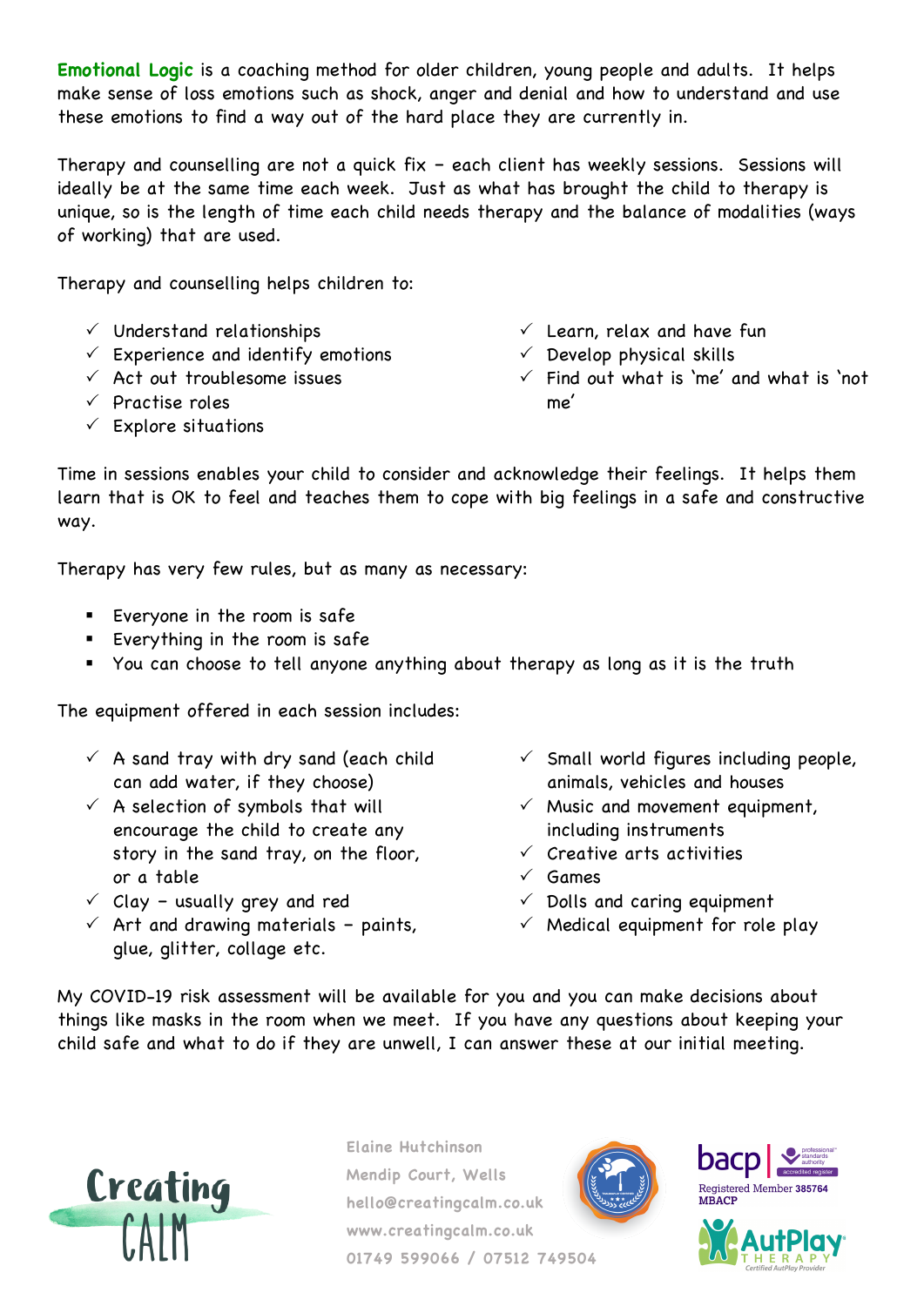**Emotional Logic** is a coaching method for older children, young people and adults. It helps make sense of loss emotions such as shock, anger and denial and how to understand and use these emotions to find a way out of the hard place they are currently in.

Therapy and counselling are not a quick fix – each client has weekly sessions. Sessions will ideally be at the same time each week. Just as what has brought the child to therapy is unique, so is the length of time each child needs therapy and the balance of modalities (ways of working) that are used.

Therapy and counselling helps children to:

- ✓ Understand relationships
- ✓ Experience and identify emotions
- ✓ Act out troublesome issues
- ✓ Practise roles
- ✓ Explore situations
- ✓ Learn, relax and have fun
- ✓ Develop physical skills
- ✓ Find out what is 'me' and what is 'not me'

Time in sessions enables your child to consider and acknowledge their feelings. It helps them learn that is OK to feel and teaches them to cope with big feelings in a safe and constructive way.

Therapy has very few rules, but as many as necessary:

- Everyone in the room is safe
- Everything in the room is safe
- You can choose to tell anyone anything about therapy as long as it is the truth

The equipment offered in each session includes:

- ✓ A sand tray with dry sand (each child can add water, if they choose)
- ✓ A selection of symbols that will encourage the child to create any story in the sand tray, on the floor, or a table
- ✓ Clay – usually grey and red
- ✓ Art and drawing materials – paints, glue, glitter, collage etc.
- ✓ Small world figures including people, animals, vehicles and houses
- ✓ Music and movement equipment, including instruments
- ✓ Creative arts activities
- ✓ Games
- ✓ Dolls and caring equipment
- ✓ Medical equipment for role play

My COVID-19 risk assessment will be available for you and you can make decisions about things like masks in the room when we meet. If you have any questions about keeping your child safe and what to do if they are unwell, I can answer these at our initial meeting.

Creating CALM

Elaine Hutchinson
Mendip Court, Wells
hello@creatingcalm.co.uk
www.creatingcalm.co.uk
01749 599066 / 07512 749504

bacp | professional standards authority accredited register
Registered Member 385764
MBACP

AutPlay THERAPY Certified AutPlay Provider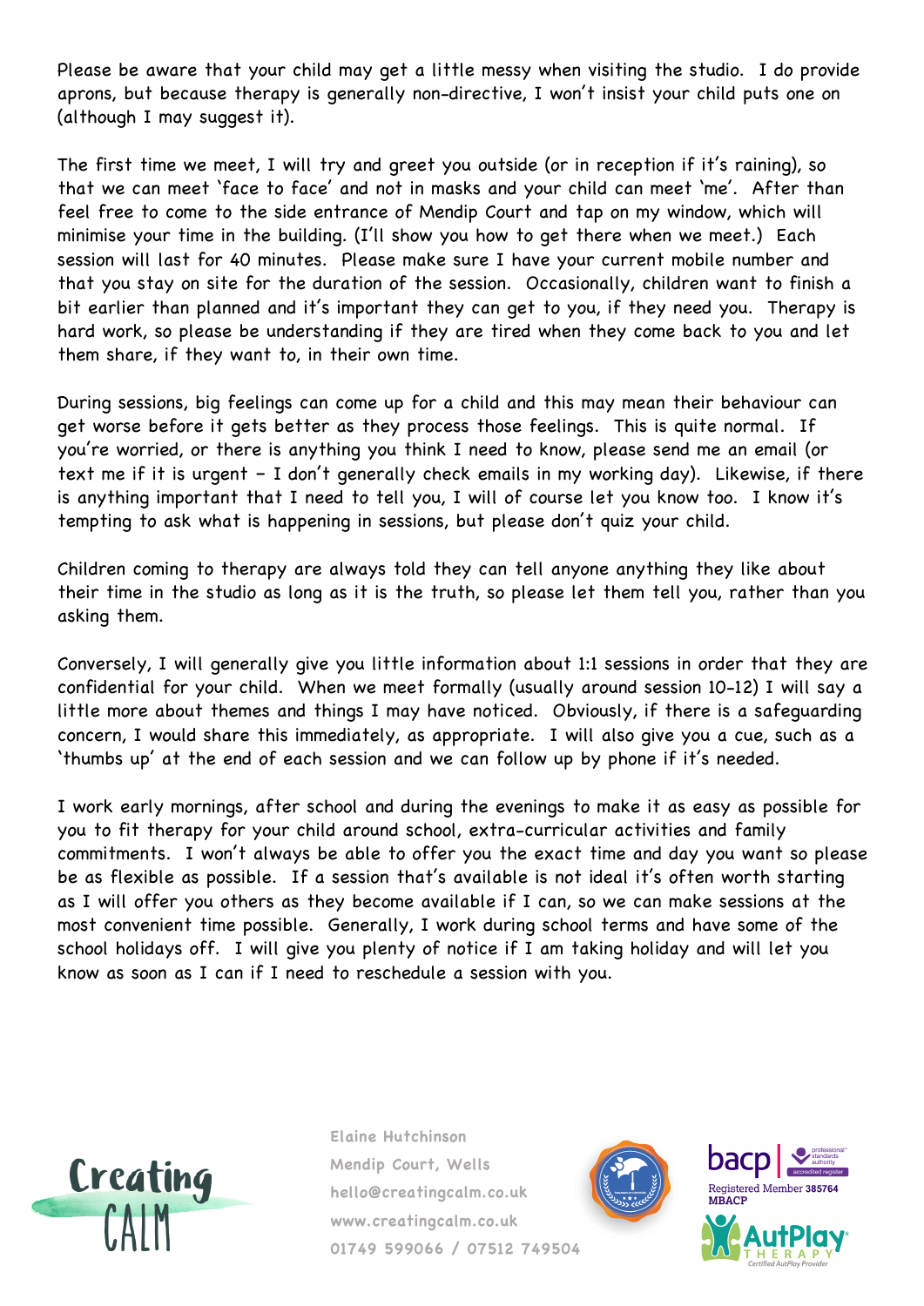Please be aware that your child may get a little messy when visiting the studio. I do provide aprons, but because therapy is generally non-directive, I won't insist your child puts one on (although I may suggest it).

The first time we meet, I will try and greet you outside (or in reception if it's raining), so that we can meet 'face to face' and not in masks and your child can meet 'me'. After than feel free to come to the side entrance of Mendip Court and tap on my window, which will minimise your time in the building. (I'll show you how to get there when we meet.) Each session will last for 40 minutes. Please make sure I have your current mobile number and that you stay on site for the duration of the session. Occasionally, children want to finish a bit earlier than planned and it's important they can get to you, if they need you. Therapy is hard work, so please be understanding if they are tired when they come back to you and let them share, if they want to, in their own time.

During sessions, big feelings can come up for a child and this may mean their behaviour can get worse before it gets better as they process those feelings. This is quite normal. If you're worried, or there is anything you think I need to know, please send me an email (or text me if it is urgent – I don't generally check emails in my working day). Likewise, if there is anything important that I need to tell you, I will of course let you know too. I know it's tempting to ask what is happening in sessions, but please don't quiz your child.

Children coming to therapy are always told they can tell anyone anything they like about their time in the studio as long as it is the truth, so please let them tell you, rather than you asking them.

Conversely, I will generally give you little information about 1:1 sessions in order that they are confidential for your child. When we meet formally (usually around session 10-12) I will say a little more about themes and things I may have noticed. Obviously, if there is a safeguarding concern, I would share this immediately, as appropriate. I will also give you a cue, such as a 'thumbs up' at the end of each session and we can follow up by phone if it's needed.

I work early mornings, after school and during the evenings to make it as easy as possible for you to fit therapy for your child around school, extra-curricular activities and family commitments. I won't always be able to offer you the exact time and day you want so please be as flexible as possible. If a session that's available is not ideal it's often worth starting as I will offer you others as they become available if I can, so we can make sessions at the most convenient time possible. Generally, I work during school terms and have some of the school holidays off. I will give you plenty of notice if I am taking holiday and will let you know as soon as I can if I need to reschedule a session with you.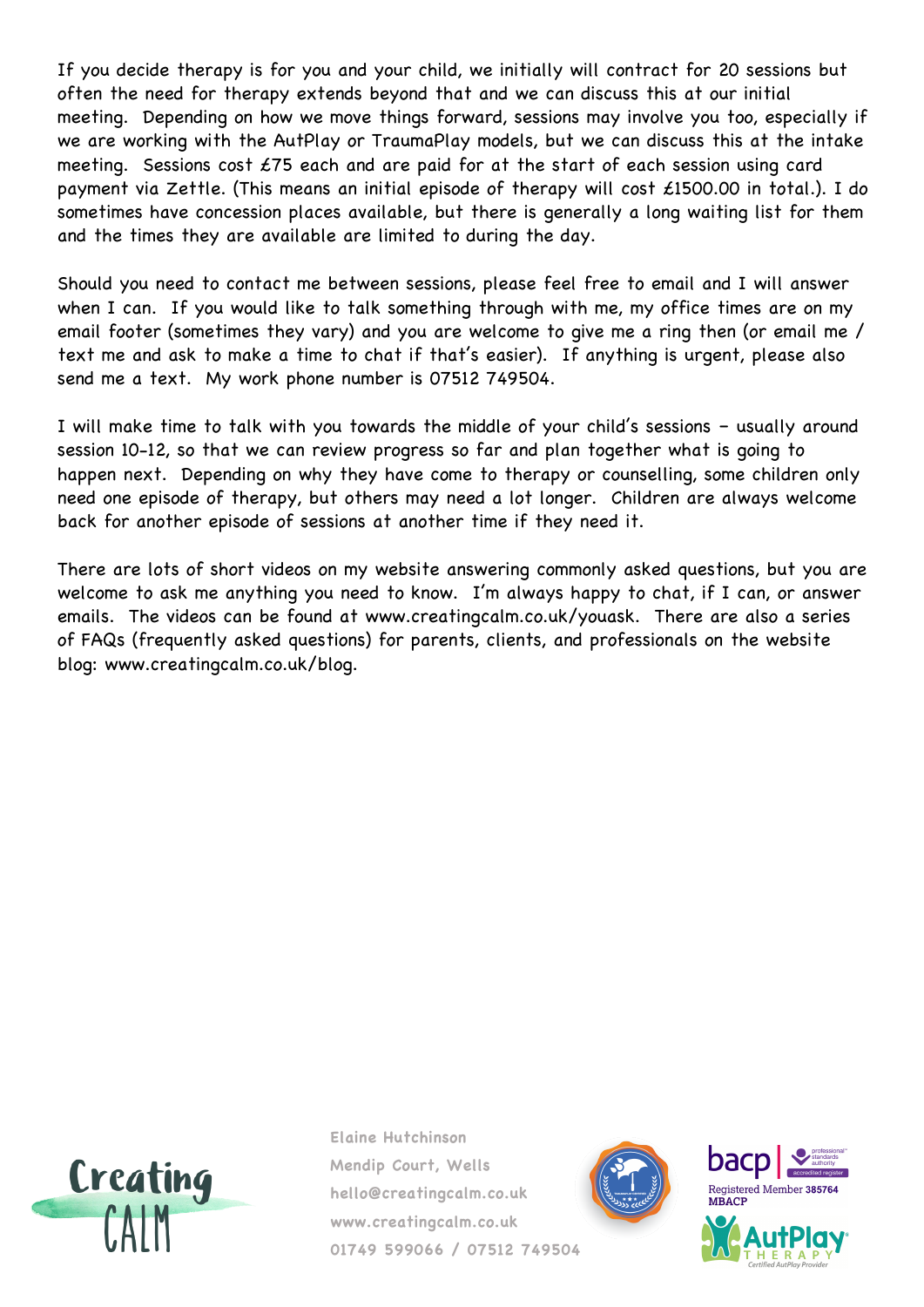If you decide therapy is for you and your child, we initially will contract for 20 sessions but often the need for therapy extends beyond that and we can discuss this at our initial meeting. Depending on how we move things forward, sessions may involve you too, especially if we are working with the AutPlay or TraumaPlay models, but we can discuss this at the intake meeting. Sessions cost £75 each and are paid for at the start of each session using card payment via Zettle. (This means an initial episode of therapy will cost £1500.00 in total.). I do sometimes have concession places available, but there is generally a long waiting list for them and the times they are available are limited to during the day.

Should you need to contact me between sessions, please feel free to email and I will answer when I can. If you would like to talk something through with me, my office times are on my email footer (sometimes they vary) and you are welcome to give me a ring then (or email me / text me and ask to make a time to chat if that's easier). If anything is urgent, please also send me a text. My work phone number is 07512 749504.

I will make time to talk with you towards the middle of your child's sessions – usually around session 10-12, so that we can review progress so far and plan together what is going to happen next. Depending on why they have come to therapy or counselling, some children only need one episode of therapy, but others may need a lot longer. Children are always welcome back for another episode of sessions at another time if they need it.

There are lots of short videos on my website answering commonly asked questions, but you are welcome to ask me anything you need to know. I'm always happy to chat, if I can, or answer emails. The videos can be found at www.creatingcalm.co.uk/youask. There are also a series of FAQs (frequently asked questions) for parents, clients, and professionals on the website blog: www.creatingcalm.co.uk/blog.

Elaine Hutchinson
Mendip Court, Wells
hello@creatingcalm.co.uk
www.creatingcalm.co.uk
01749 599066 / 07512 749504

Registered Member 385764
MBACP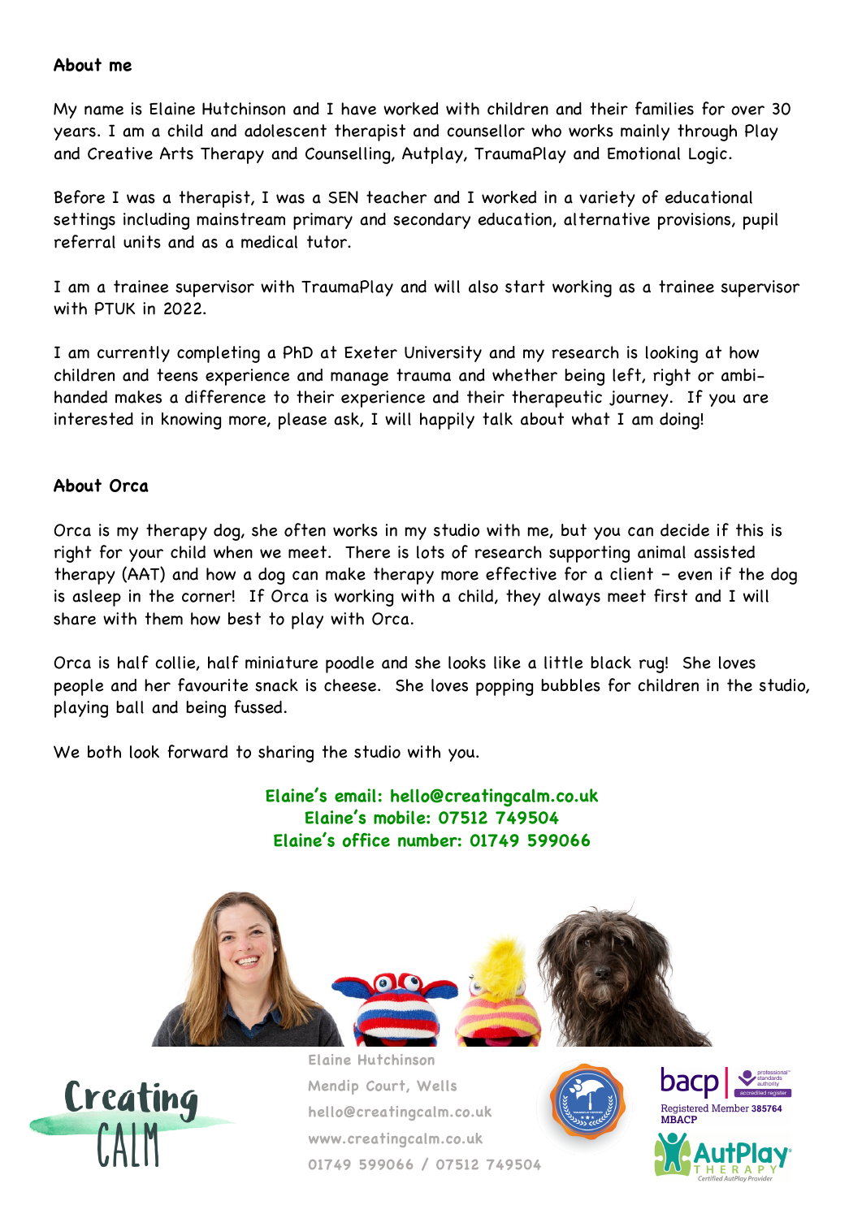## About me

My name is Elaine Hutchinson and I have worked with children and their families for over 30 years. I am a child and adolescent therapist and counsellor who works mainly through Play and Creative Arts Therapy and Counselling, Autplay, TraumaPlay and Emotional Logic.

Before I was a therapist, I was a SEN teacher and I worked in a variety of educational settings including mainstream primary and secondary education, alternative provisions, pupil referral units and as a medical tutor.

I am a trainee supervisor with TraumaPlay and will also start working as a trainee supervisor with PTUK in 2022.

I am currently completing a PhD at Exeter University and my research is looking at how children and teens experience and manage trauma and whether being left, right or ambi-handed makes a difference to their experience and their therapeutic journey. If you are interested in knowing more, please ask, I will happily talk about what I am doing!

## About Orca

Orca is my therapy dog, she often works in my studio with me, but you can decide if this is right for your child when we meet. There is lots of research supporting animal assisted therapy (AAT) and how a dog can make therapy more effective for a client – even if the dog is asleep in the corner! If Orca is working with a child, they always meet first and I will share with them how best to play with Orca.

Orca is half collie, half miniature poodle and she looks like a little black rug! She loves people and her favourite snack is cheese. She loves popping bubbles for children in the studio, playing ball and being fussed.

We both look forward to sharing the studio with you.

**Elaine's email: hello@creatingcalm.co.uk**
**Elaine's mobile: 07512 749504**
**Elaine's office number: 01749 599066**

Creating CALM

Elaine Hutchinson
Mendip Court, Wells
hello@creatingcalm.co.uk
www.creatingcalm.co.uk
01749 599066 / 07512 749504

bacp | professional standards authority accredited register
Registered Member 385764
MBACP

AutPlay THERAPY
Certified AutPlay Provider